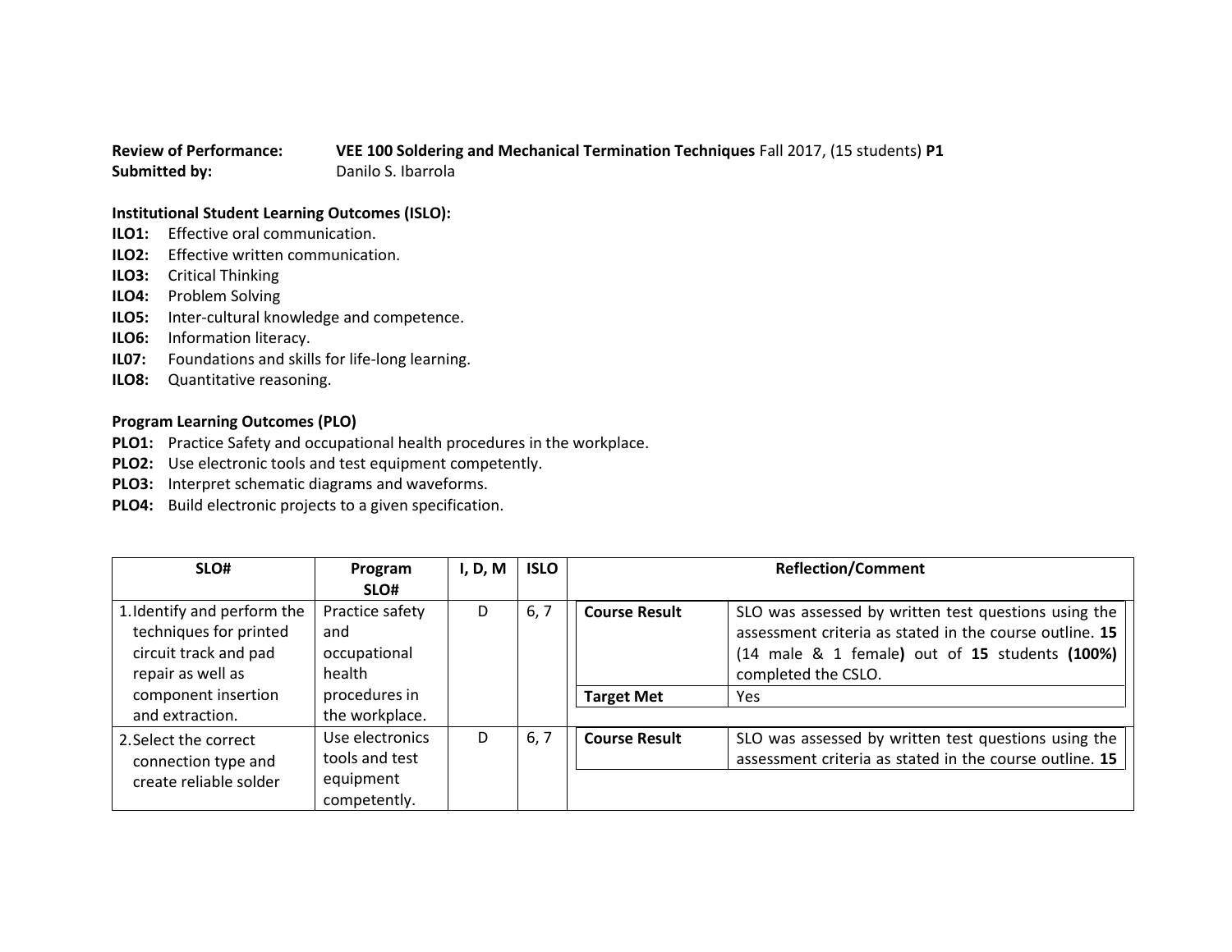**Review of Performance:** **VEE 100 Soldering and Mechanical Termination Techniques** Fall 2017, (15 students) **P1**
**Submitted by:** Danilo S. Ibarrola

**Institutional Student Learning Outcomes (ISLO):**

**ILO1:** Effective oral communication.
**ILO2:** Effective written communication.
**ILO3:** Critical Thinking
**ILO4:** Problem Solving
**ILO5:** Inter-cultural knowledge and competence.
**ILO6:** Information literacy.
**IL07:** Foundations and skills for life-long learning.
**ILO8:** Quantitative reasoning.

**Program Learning Outcomes (PLO)**

**PLO1:** Practice Safety and occupational health procedures in the workplace.
**PLO2:** Use electronic tools and test equipment competently.
**PLO3:** Interpret schematic diagrams and waveforms.
**PLO4:** Build electronic projects to a given specification.

| SLO# | Program SLO# | I, D, M | ISLO | Reflection/Comment | |
|---|---|---|---|---|---|
| 1. Identify and perform the techniques for printed circuit track and pad repair as well as component insertion and extraction. | Practice safety and occupational health procedures in the workplace. | D | 6, 7 | **Course Result** | SLO was assessed by written test questions using the assessment criteria as stated in the course outline. **15** (14 male & 1 female**)** out of **15** students **(100%)** completed the CSLO. |
| | | | | **Target Met** | Yes |
| 2. Select the correct connection type and create reliable solder | Use electronics tools and test equipment competently. | D | 6, 7 | **Course Result** | SLO was assessed by written test questions using the assessment criteria as stated in the course outline. **15** |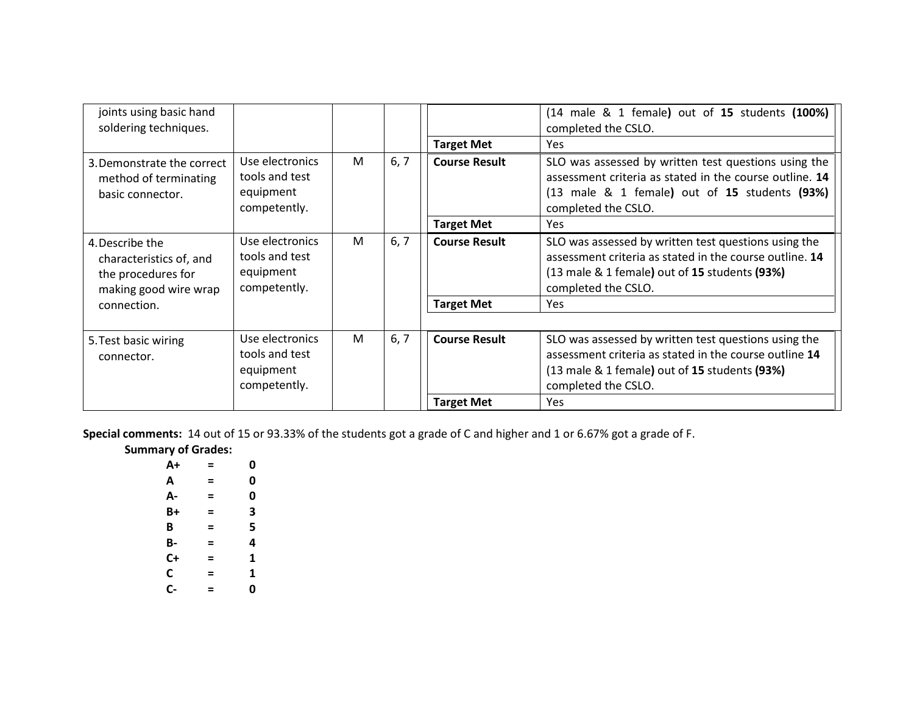| | | | | | |
|---|---|---|---|---|---|
| joints using basic hand soldering techniques. | | | | | (14 male & 1 female) out of **15** students **(100%)** completed the CSLO. |
| | | | | **Target Met** | Yes |
| 3. Demonstrate the correct method of terminating basic connector. | Use electronics tools and test equipment competently. | M | 6, 7 | **Course Result** | SLO was assessed by written test questions using the assessment criteria as stated in the course outline. **14** (13 male & 1 female) out of **15** students **(93%)** completed the CSLO. |
| | | | | **Target Met** | Yes |
| 4. Describe the characteristics of, and the procedures for making good wire wrap connection. | Use electronics tools and test equipment competently. | M | 6, 7 | **Course Result** | SLO was assessed by written test questions using the assessment criteria as stated in the course outline. **14** (13 male & 1 female) out of **15** students **(93%)** completed the CSLO. |
| | | | | **Target Met** | Yes |
| 5. Test basic wiring connector. | Use electronics tools and test equipment competently. | M | 6, 7 | **Course Result** | SLO was assessed by written test questions using the assessment criteria as stated in the course outline **14** (13 male & 1 female) out of **15** students **(93%)** completed the CSLO. |
| | | | | **Target Met** | Yes |

**Special comments:** 14 out of 15 or 93.33% of the students got a grade of C and higher and 1 or 6.67% got a grade of F.

**Summary of Grades:**

**A+ = 0**
**A = 0**
**A- = 0**
**B+ = 3**
**B = 5**
**B- = 4**
**C+ = 1**
**C = 1**
**C- = 0**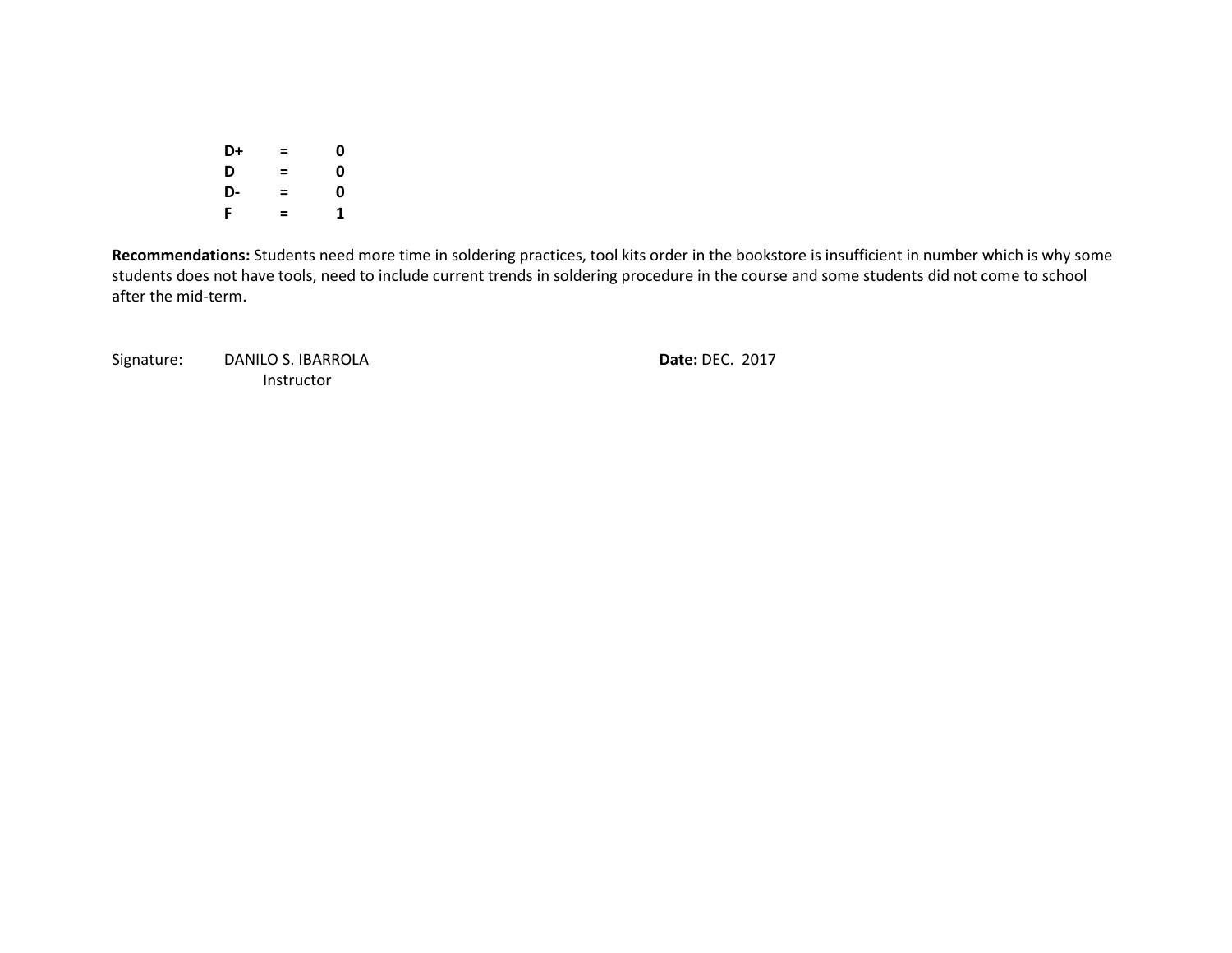| | | |
|---|---|---|
| **D+** | **=** | **0** |
| **D** | **=** | **0** |
| **D-** | **=** | **0** |
| **F** | **=** | **1** |

**Recommendations:** Students need more time in soldering practices, tool kits order in the bookstore is insufficient in number which is why some students does not have tools, need to include current trends in soldering procedure in the course and some students did not come to school after the mid-term.

Signature: DANILO S. IBARROLA
Instructor

**Date:** DEC. 2017